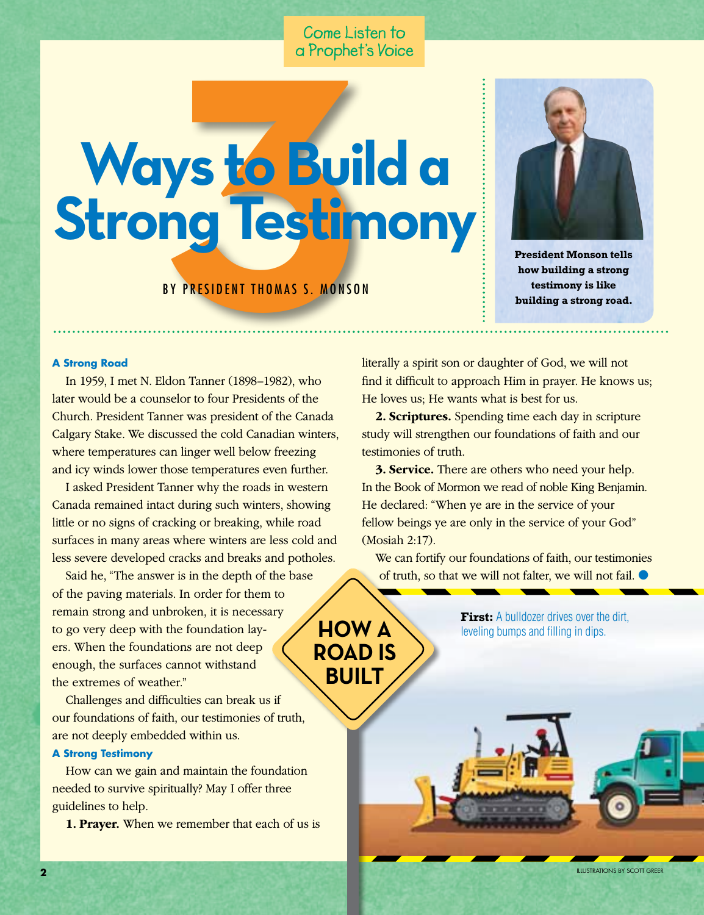Come Listen to a Prophet's Voice

# 3 Ways to Build a Strong Testimony

BY PRESIDENT THOMAS S. MONSON

**President Monson tells how building a strong testimony is like building a strong road.**

### A Strong Road

In 1959, I met N. Eldon Tanner (1898–1982), who later would be a counselor to four Presidents of the Church. President Tanner was president of the Canada Calgary Stake. We discussed the cold Canadian winters, where temperatures can linger well below freezing and icy winds lower those temperatures even further.

I asked President Tanner why the roads in western Canada remained intact during such winters, showing little or no signs of cracking or breaking, while road surfaces in many areas where winters are less cold and less severe developed cracks and breaks and potholes.

Said he, "The answer is in the depth of the base of the paving materials. In order for them to remain strong and unbroken, it is necessary to go very deep with the foundation layers. When the foundations are not deep enough, the surfaces cannot withstand the extremes of weather."

Challenges and difficulties can break us if our foundations of faith, our testimonies of truth, are not deeply embedded within us.

### A Strong Testimony

How can we gain and maintain the foundation needed to survive spiritually? May I offer three guidelines to help.

**1. Prayer.** When we remember that each of us is literally a spirit son or daughter of God, we will not find it difficult to approach Him in prayer. He knows us; He loves us; He wants what is best for us.

**2. Scriptures.** Spending time each day in scripture study will strengthen our foundations of faith and our testimonies of truth.

**3. Service.** There are others who need your help. In the Book of Mormon we read of noble King Benjamin. He declared: "When ye are in the service of your fellow beings ye are only in the service of your God" (Mosiah 2:17).

We can fortify our foundations of faith, our testimonies of truth, so that we will not falter, we will not fail. ●

## HOW A ROAD IS BUILT

**First:** A bulldozer drives over the dirt, leveling bumps and filling in dips.

ILLUSTRATIONS BY SCOTT GREER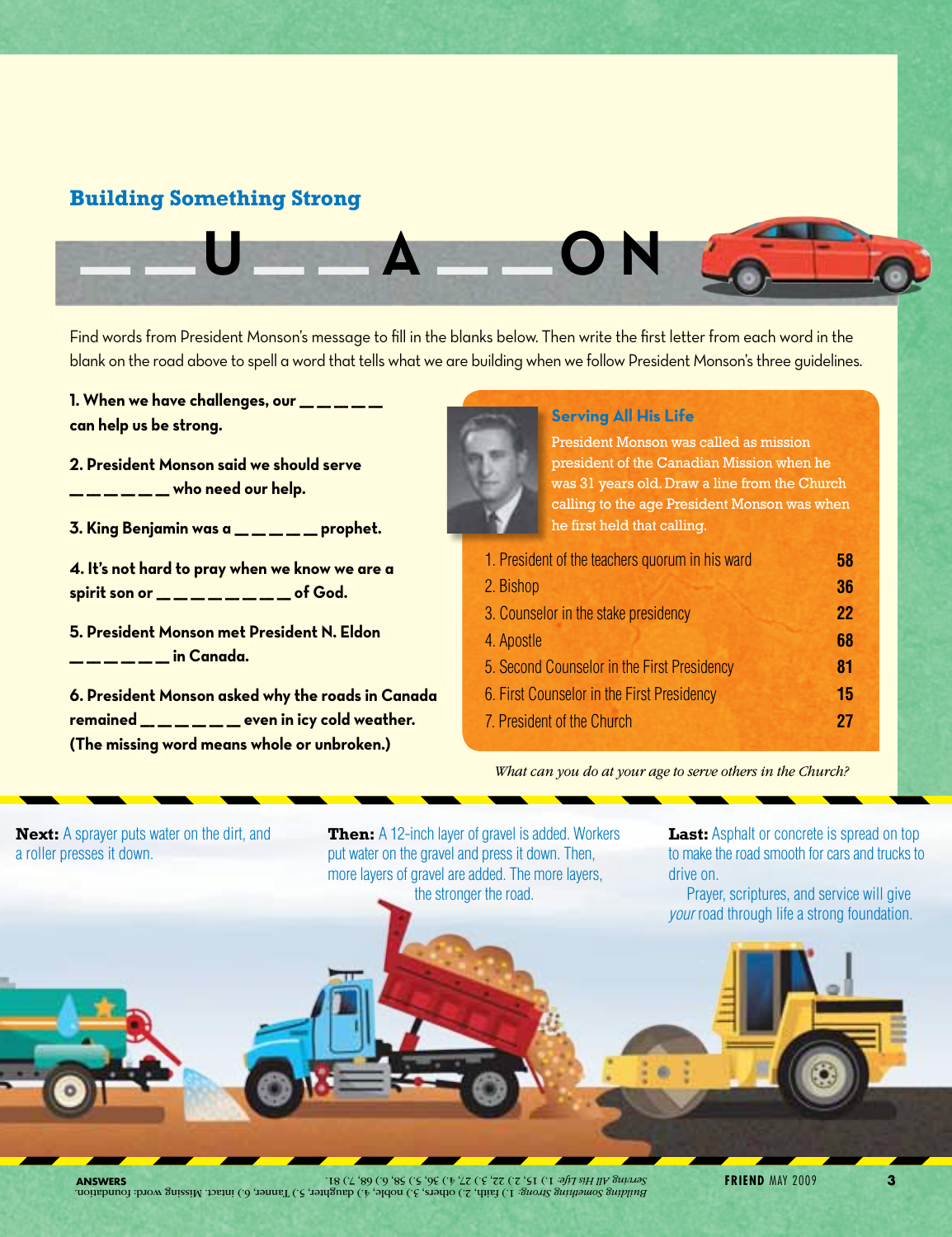## Building Something Strong

_ _ U _ _ A _ _ O N

Find words from President Monson's message to fill in the blanks below. Then write the first letter from each word in the blank on the road above to spell a word that tells what we are building when we follow President Monson's three guidelines.

**1. When we have challenges, our _ _ _ _ _ can help us be strong.**

**2. President Monson said we should serve _ _ _ _ _ _ who need our help.**

**3. King Benjamin was a _ _ _ _ _ prophet.**

**4. It's not hard to pray when we know we are a spirit son or _ _ _ _ _ _ _ _ of God.**

**5. President Monson met President N. Eldon _ _ _ _ _ _ in Canada.**

**6. President Monson asked why the roads in Canada remained _ _ _ _ _ _ even in icy cold weather. (The missing word means whole or unbroken.)**

### Serving All His Life

President Monson was called as mission president of the Canadian Mission when he was 31 years old. Draw a line from the Church calling to the age President Monson was when he first held that calling.

| | |
|---|---|
| 1. President of the teachers quorum in his ward | 58 |
| 2. Bishop | 36 |
| 3. Counselor in the stake presidency | 22 |
| 4. Apostle | 68 |
| 5. Second Counselor in the First Presidency | 81 |
| 6. First Counselor in the First Presidency | 15 |
| 7. President of the Church | 27 |

*What can you do at your age to serve others in the Church?*

**Next:** A sprayer puts water on the dirt, and a roller presses it down.

**Then:** A 12-inch layer of gravel is added. Workers put water on the gravel and press it down. Then, more layers of gravel are added. The more layers, the stronger the road.

**Last:** Asphalt or concrete is spread on top to make the road smooth for cars and trucks to drive on.

Prayer, scriptures, and service will give *your* road through life a strong foundation.

**ANSWERS**

*Building Something Strong:* 1.) faith, 2.) others, 3.) noble, 4.) daughter, 5.) Tanner, 6.) intact. Missing word: foundation.

*Serving All His Life:* 1.) 15, 2.) 22, 3.) 27, 4.) 36, 5.) 58, 6.) 68, 7.) 81.